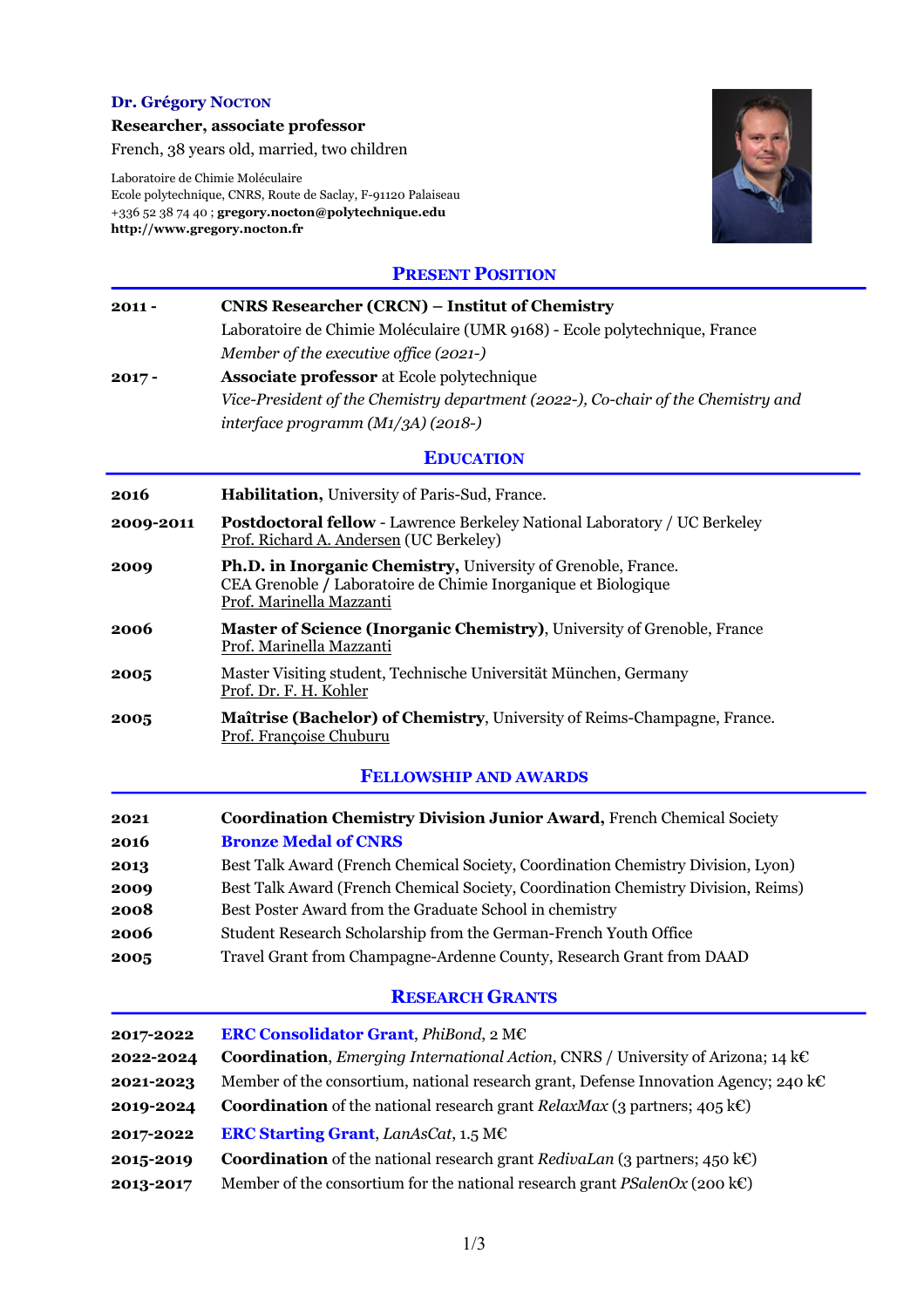**Dr. Grégory Nocton**

**Researcher, associate professor**

French, 38 years old, married, two children

Laboratoire de Chimie Moléculaire
Ecole polytechnique, CNRS, Route de Saclay, F-91120 Palaiseau
+336 52 38 74 40 ; **gregory.nocton@polytechnique.edu**
**http://www.gregory.nocton.fr**

## Present Position

**2011 -** **CNRS Researcher (CRCN) – Institut of Chemistry**
Laboratoire de Chimie Moléculaire (UMR 9168) - Ecole polytechnique, France
*Member of the executive office (2021-)*

**2017 -** **Associate professor** at Ecole polytechnique
*Vice-President of the Chemistry department (2022-), Co-chair of the Chemistry and interface programm (M1/3A) (2018-)*

## Education

**2016** **Habilitation,** University of Paris-Sud, France.

**2009-2011** **Postdoctoral fellow** - Lawrence Berkeley National Laboratory / UC Berkeley
Prof. Richard A. Andersen (UC Berkeley)

**2009** **Ph.D. in Inorganic Chemistry,** University of Grenoble, France.
CEA Grenoble / Laboratoire de Chimie Inorganique et Biologique
Prof. Marinella Mazzanti

**2006** **Master of Science (Inorganic Chemistry)**, University of Grenoble, France
Prof. Marinella Mazzanti

**2005** Master Visiting student, Technische Universität München, Germany
Prof. Dr. F. H. Kohler

**2005** **Maîtrise (Bachelor) of Chemistry**, University of Reims-Champagne, France.
Prof. Françoise Chuburu

## Fellowship and Awards

**2021** **Coordination Chemistry Division Junior Award,** French Chemical Society
**2016** **Bronze Medal of CNRS**
**2013** Best Talk Award (French Chemical Society, Coordination Chemistry Division, Lyon)
**2009** Best Talk Award (French Chemical Society, Coordination Chemistry Division, Reims)
**2008** Best Poster Award from the Graduate School in chemistry
**2006** Student Research Scholarship from the German-French Youth Office
**2005** Travel Grant from Champagne-Ardenne County, Research Grant from DAAD

## Research Grants

**2017-2022** **ERC Consolidator Grant**, *PhiBond*, 2 M€
**2022-2024** **Coordination**, *Emerging International Action*, CNRS / University of Arizona; 14 k€
**2021-2023** Member of the consortium, national research grant, Defense Innovation Agency; 240 k€
**2019-2024** **Coordination** of the national research grant *RelaxMax* (3 partners; 405 k€)
**2017-2022** **ERC Starting Grant**, *LanAsCat*, 1.5 M€
**2015-2019** **Coordination** of the national research grant *RedivaLan* (3 partners; 450 k€)
**2013-2017** Member of the consortium for the national research grant *PSalenOx* (200 k€)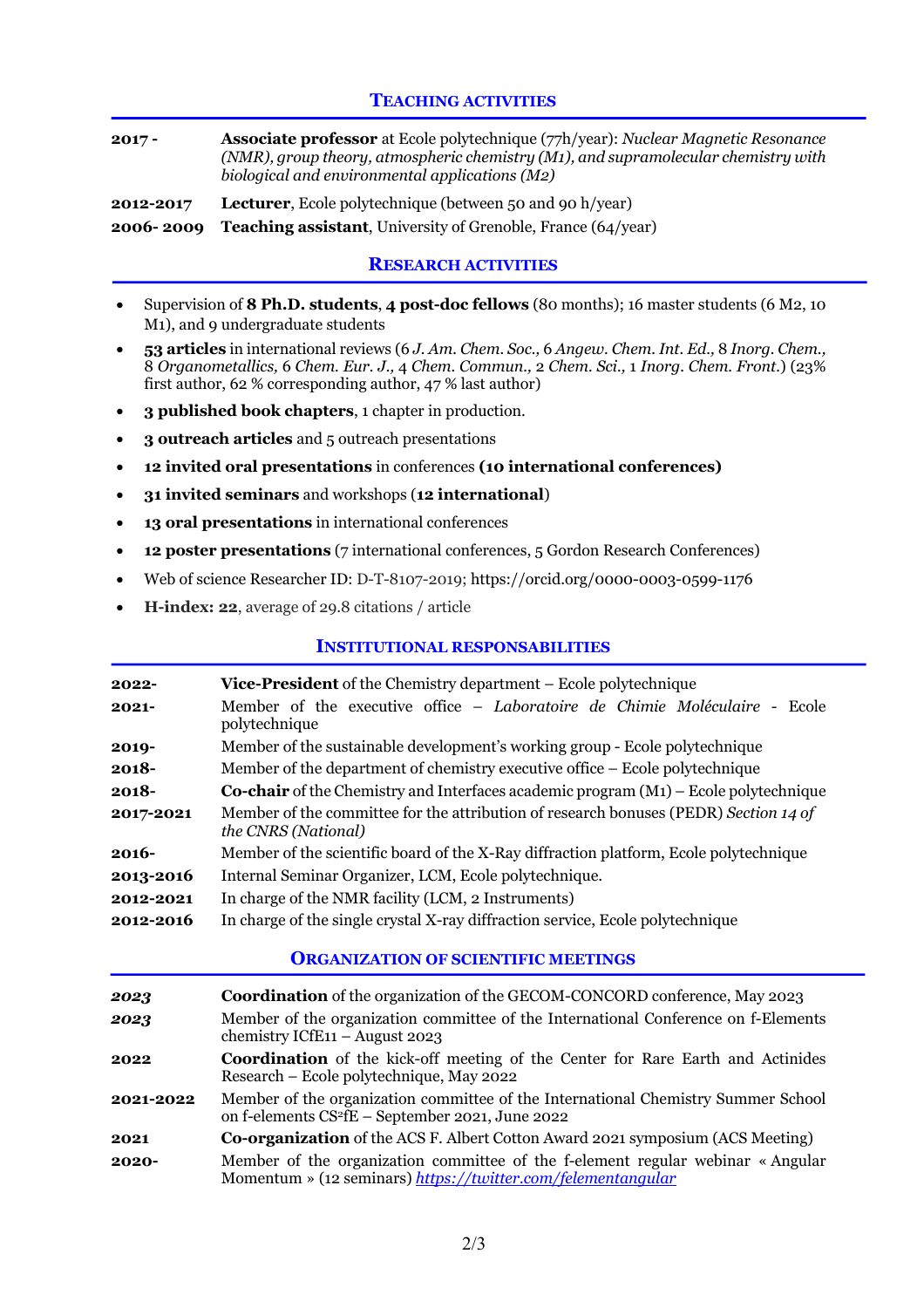## TEACHING ACTIVITIES

| | |
|---|---|
| **2017 -** | **Associate professor** at Ecole polytechnique (77h/year): *Nuclear Magnetic Resonance (NMR), group theory, atmospheric chemistry (M1), and supramolecular chemistry with biological and environmental applications (M2)* |
| **2012-2017** | **Lecturer**, Ecole polytechnique (between 50 and 90 h/year) |
| **2006- 2009** | **Teaching assistant**, University of Grenoble, France (64/year) |

## RESEARCH ACTIVITIES

- Supervision of **8 Ph.D. students**, **4 post-doc fellows** (80 months); 16 master students (6 M2, 10 M1), and 9 undergraduate students
- **53 articles** in international reviews (6 *J. Am. Chem. Soc.*, 6 *Angew. Chem. Int. Ed.*, 8 *Inorg. Chem.*, 8 *Organometallics*, 6 *Chem. Eur. J.*, 4 *Chem. Commun.*, 2 *Chem. Sci.*, 1 *Inorg. Chem. Front.*) (23% first author, 62 % corresponding author, 47 % last author)
- **3 published book chapters**, 1 chapter in production.
- **3 outreach articles** and 5 outreach presentations
- **12 invited oral presentations** in conferences **(10 international conferences)**
- **31 invited seminars** and workshops (**12 international**)
- **13 oral presentations** in international conferences
- **12 poster presentations** (7 international conferences, 5 Gordon Research Conferences)
- Web of science Researcher ID: D-T-8107-2019; https://orcid.org/0000-0003-0599-1176
- **H-index: 22**, average of 29.8 citations / article

## INSTITUTIONAL RESPONSABILITIES

| | |
|---|---|
| **2022-** | **Vice-President** of the Chemistry department – Ecole polytechnique |
| **2021-** | Member of the executive office – *Laboratoire de Chimie Moléculaire* - Ecole polytechnique |
| **2019-** | Member of the sustainable development's working group - Ecole polytechnique |
| **2018-** | Member of the department of chemistry executive office – Ecole polytechnique |
| **2018-** | **Co-chair** of the Chemistry and Interfaces academic program (M1) – Ecole polytechnique |
| **2017-2021** | Member of the committee for the attribution of research bonuses (PEDR) *Section 14 of the CNRS (National)* |
| **2016-** | Member of the scientific board of the X-Ray diffraction platform, Ecole polytechnique |
| **2013-2016** | Internal Seminar Organizer, LCM, Ecole polytechnique. |
| **2012-2021** | In charge of the NMR facility (LCM, 2 Instruments) |
| **2012-2016** | In charge of the single crystal X-ray diffraction service, Ecole polytechnique |

## ORGANIZATION OF SCIENTIFIC MEETINGS

| | |
|---|---|
| ***2023*** | **Coordination** of the organization of the GECOM-CONCORD conference, May 2023 |
| ***2023*** | Member of the organization committee of the International Conference on f-Elements chemistry ICfE11 – August 2023 |
| **2022** | **Coordination** of the kick-off meeting of the Center for Rare Earth and Actinides Research – Ecole polytechnique, May 2022 |
| **2021-2022** | Member of the organization committee of the International Chemistry Summer School on f-elements CS²fE – September 2021, June 2022 |
| **2021** | **Co-organization** of the ACS F. Albert Cotton Award 2021 symposium (ACS Meeting) |
| **2020-** | Member of the organization committee of the f-element regular webinar « Angular Momentum » (12 seminars) *https://twitter.com/felementangular* |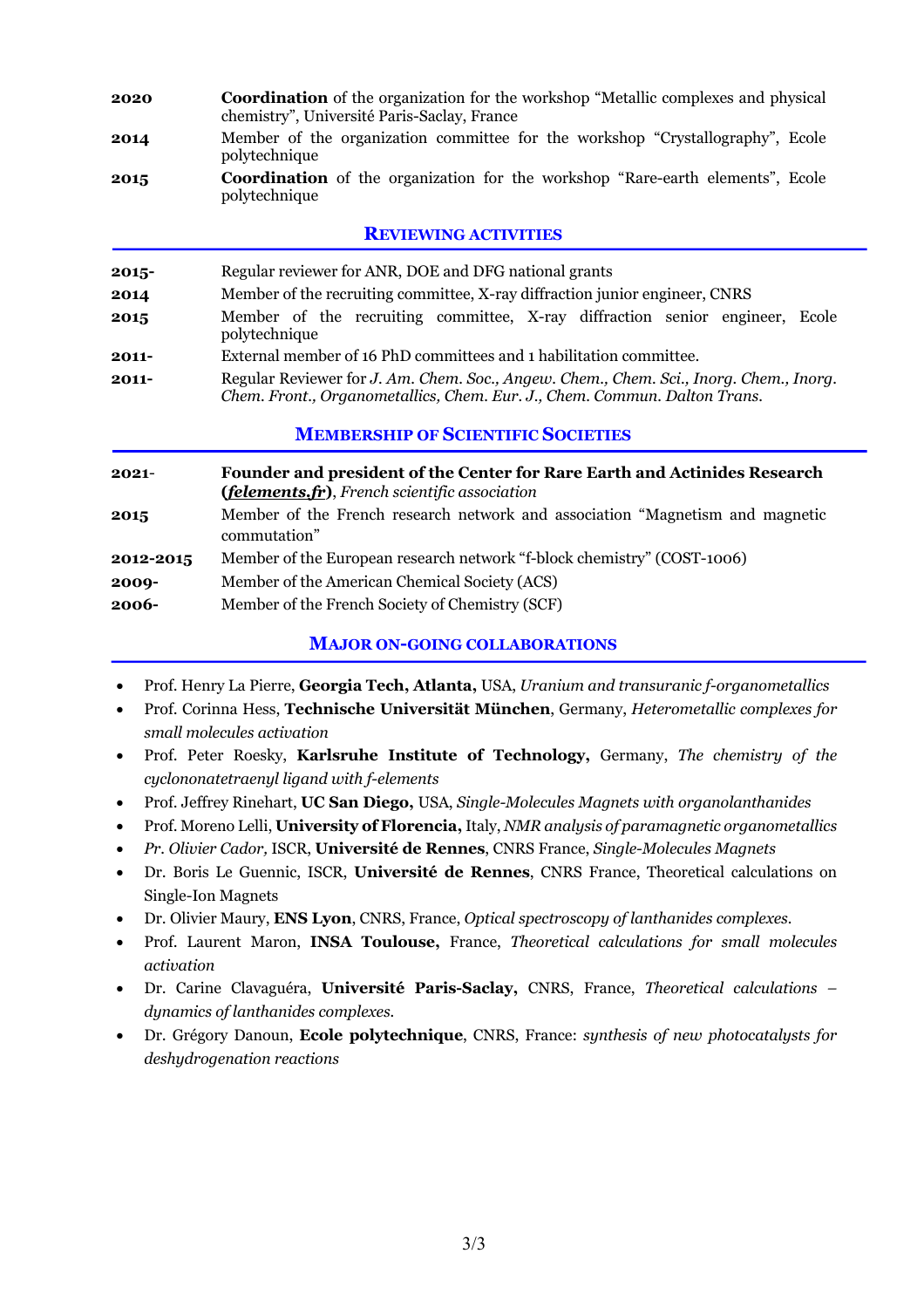| | |
|---|---|
| **2020** | **Coordination** of the organization for the workshop "Metallic complexes and physical chemistry", Université Paris-Saclay, France |
| **2014** | Member of the organization committee for the workshop "Crystallography", Ecole polytechnique |
| **2015** | **Coordination** of the organization for the workshop "Rare-earth elements", Ecole polytechnique |

## REVIEWING ACTIVITIES

| | |
|---|---|
| **2015-** | Regular reviewer for ANR, DOE and DFG national grants |
| **2014** | Member of the recruiting committee, X-ray diffraction junior engineer, CNRS |
| **2015** | Member of the recruiting committee, X-ray diffraction senior engineer, Ecole polytechnique |
| **2011-** | External member of 16 PhD committees and 1 habilitation committee. |
| **2011-** | Regular Reviewer for *J. Am. Chem. Soc., Angew. Chem., Chem. Sci., Inorg. Chem., Inorg. Chem. Front., Organometallics, Chem. Eur. J., Chem. Commun. Dalton Trans.* |

## MEMBERSHIP OF SCIENTIFIC SOCIETIES

| | |
|---|---|
| **2021-** | **Founder and president of the Center for Rare Earth and Actinides Research (*felements.fr*)**, *French scientific association* |
| **2015** | Member of the French research network and association "Magnetism and magnetic commutation" |
| **2012-2015** | Member of the European research network "f-block chemistry" (COST-1006) |
| **2009-** | Member of the American Chemical Society (ACS) |
| **2006-** | Member of the French Society of Chemistry (SCF) |

## MAJOR ON-GOING COLLABORATIONS

- Prof. Henry La Pierre, **Georgia Tech, Atlanta,** USA, *Uranium and transuranic f-organometallics*
- Prof. Corinna Hess, **Technische Universität München**, Germany, *Heterometallic complexes for small molecules activation*
- Prof. Peter Roesky, **Karlsruhe Institute of Technology,** Germany, *The chemistry of the cyclononatetraenyl ligand with f-elements*
- Prof. Jeffrey Rinehart, **UC San Diego,** USA, *Single-Molecules Magnets with organolanthanides*
- Prof. Moreno Lelli, **University of Florencia,** Italy, *NMR analysis of paramagnetic organometallics*
- *Pr. Olivier Cador,* ISCR, **Université de Rennes**, CNRS France, *Single-Molecules Magnets*
- Dr. Boris Le Guennic, ISCR, **Université de Rennes**, CNRS France, Theoretical calculations on Single-Ion Magnets
- Dr. Olivier Maury, **ENS Lyon**, CNRS, France, *Optical spectroscopy of lanthanides complexes.*
- Prof. Laurent Maron, **INSA Toulouse,** France, *Theoretical calculations for small molecules activation*
- Dr. Carine Clavaguéra, **Université Paris-Saclay,** CNRS, France, *Theoretical calculations – dynamics of lanthanides complexes.*
- Dr. Grégory Danoun, **Ecole polytechnique**, CNRS, France: *synthesis of new photocatalysts for deshydrogenation reactions*